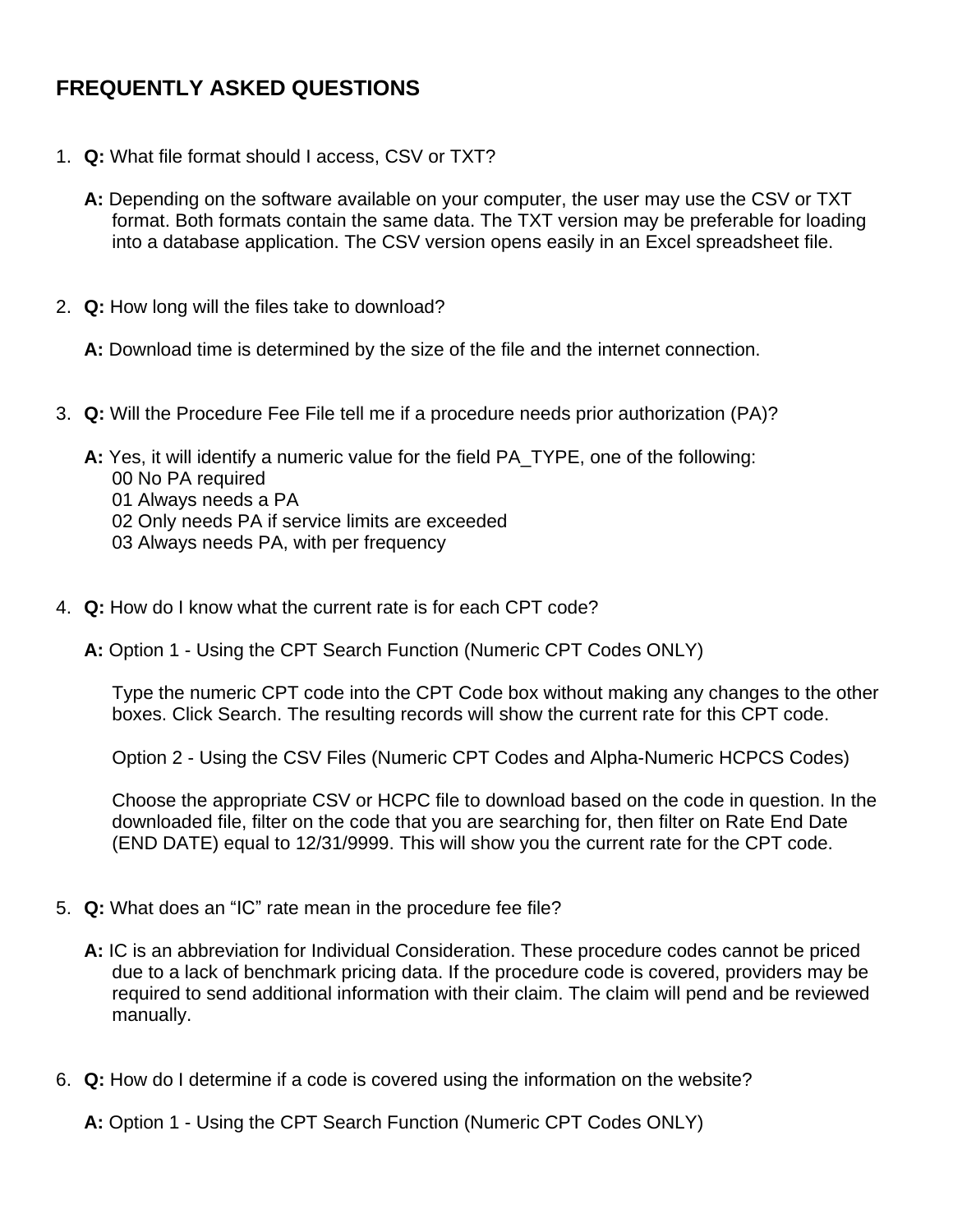# FREQUENTLY ASKED QUESTIONS

1. **Q:** What file format should I access, CSV or TXT?

   **A:** Depending on the software available on your computer, the user may use the CSV or TXT format. Both formats contain the same data. The TXT version may be preferable for loading into a database application. The CSV version opens easily in an Excel spreadsheet file.

2. **Q:** How long will the files take to download?

   **A:** Download time is determined by the size of the file and the internet connection.

3. **Q:** Will the Procedure Fee File tell me if a procedure needs prior authorization (PA)?

   **A:** Yes, it will identify a numeric value for the field PA_TYPE, one of the following:
   00 No PA required
   01 Always needs a PA
   02 Only needs PA if service limits are exceeded
   03 Always needs PA, with per frequency

4. **Q:** How do I know what the current rate is for each CPT code?

   **A:** Option 1 - Using the CPT Search Function (Numeric CPT Codes ONLY)

   Type the numeric CPT code into the CPT Code box without making any changes to the other boxes. Click Search. The resulting records will show the current rate for this CPT code.

   Option 2 - Using the CSV Files (Numeric CPT Codes and Alpha-Numeric HCPCS Codes)

   Choose the appropriate CSV or HCPC file to download based on the code in question. In the downloaded file, filter on the code that you are searching for, then filter on Rate End Date (END DATE) equal to 12/31/9999. This will show you the current rate for the CPT code.

5. **Q:** What does an "IC" rate mean in the procedure fee file?

   **A:** IC is an abbreviation for Individual Consideration. These procedure codes cannot be priced due to a lack of benchmark pricing data. If the procedure code is covered, providers may be required to send additional information with their claim. The claim will pend and be reviewed manually.

6. **Q:** How do I determine if a code is covered using the information on the website?

   **A:** Option 1 - Using the CPT Search Function (Numeric CPT Codes ONLY)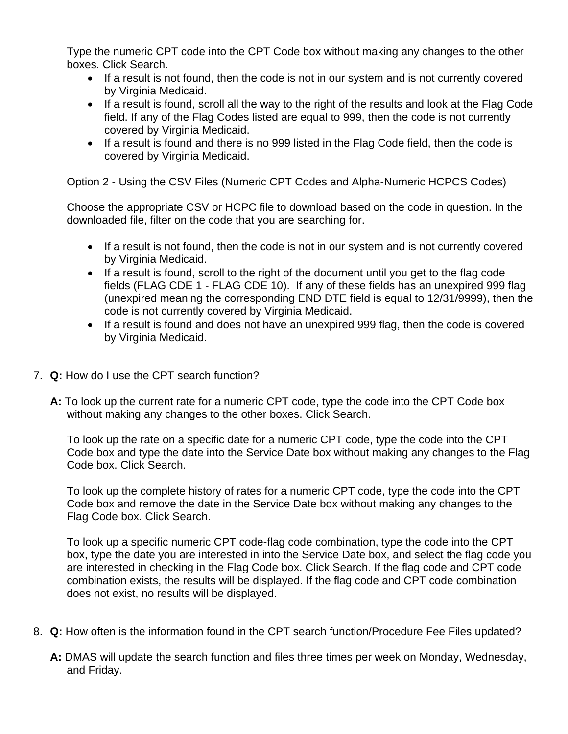Type the numeric CPT code into the CPT Code box without making any changes to the other boxes. Click Search.

- If a result is not found, then the code is not in our system and is not currently covered by Virginia Medicaid.
- If a result is found, scroll all the way to the right of the results and look at the Flag Code field. If any of the Flag Codes listed are equal to 999, then the code is not currently covered by Virginia Medicaid.
- If a result is found and there is no 999 listed in the Flag Code field, then the code is covered by Virginia Medicaid.

Option 2 - Using the CSV Files (Numeric CPT Codes and Alpha-Numeric HCPCS Codes)

Choose the appropriate CSV or HCPC file to download based on the code in question. In the downloaded file, filter on the code that you are searching for.

- If a result is not found, then the code is not in our system and is not currently covered by Virginia Medicaid.
- If a result is found, scroll to the right of the document until you get to the flag code fields (FLAG CDE 1 - FLAG CDE 10). If any of these fields has an unexpired 999 flag (unexpired meaning the corresponding END DTE field is equal to 12/31/9999), then the code is not currently covered by Virginia Medicaid.
- If a result is found and does not have an unexpired 999 flag, then the code is covered by Virginia Medicaid.

7. **Q:** How do I use the CPT search function?

   **A:** To look up the current rate for a numeric CPT code, type the code into the CPT Code box without making any changes to the other boxes. Click Search.

   To look up the rate on a specific date for a numeric CPT code, type the code into the CPT Code box and type the date into the Service Date box without making any changes to the Flag Code box. Click Search.

   To look up the complete history of rates for a numeric CPT code, type the code into the CPT Code box and remove the date in the Service Date box without making any changes to the Flag Code box. Click Search.

   To look up a specific numeric CPT code-flag code combination, type the code into the CPT box, type the date you are interested in into the Service Date box, and select the flag code you are interested in checking in the Flag Code box. Click Search. If the flag code and CPT code combination exists, the results will be displayed. If the flag code and CPT code combination does not exist, no results will be displayed.

8. **Q:** How often is the information found in the CPT search function/Procedure Fee Files updated?

   **A:** DMAS will update the search function and files three times per week on Monday, Wednesday, and Friday.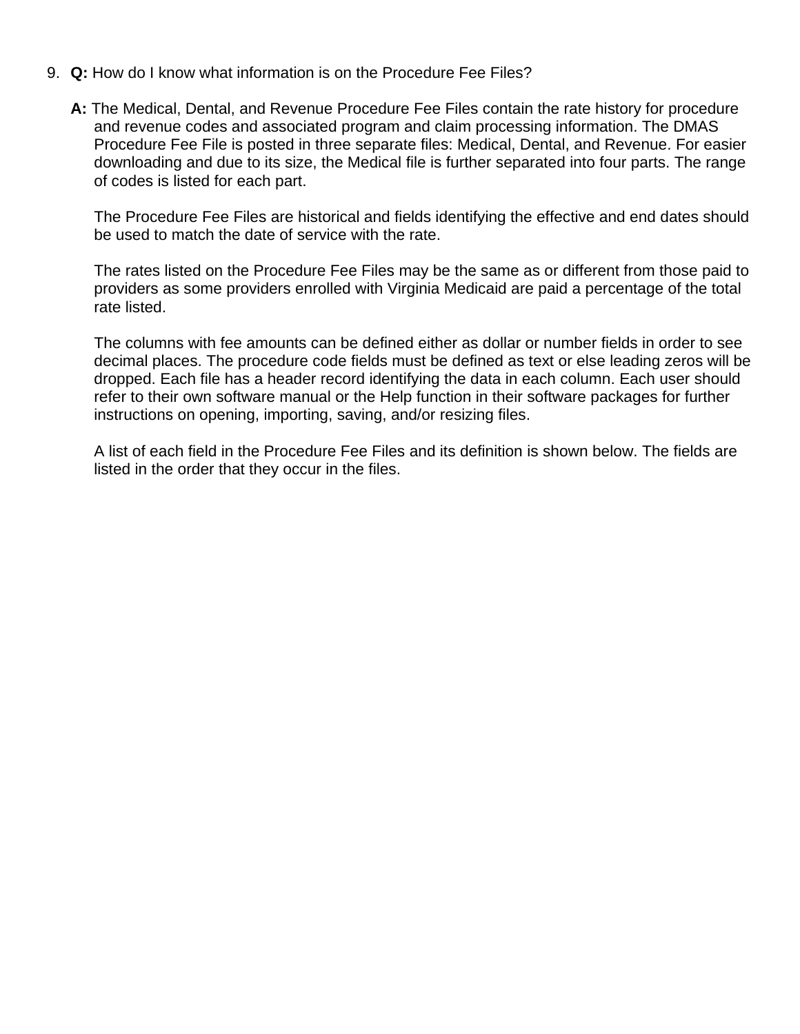9. **Q:** How do I know what information is on the Procedure Fee Files?

   **A:** The Medical, Dental, and Revenue Procedure Fee Files contain the rate history for procedure and revenue codes and associated program and claim processing information. The DMAS Procedure Fee File is posted in three separate files: Medical, Dental, and Revenue. For easier downloading and due to its size, the Medical file is further separated into four parts. The range of codes is listed for each part.

   The Procedure Fee Files are historical and fields identifying the effective and end dates should be used to match the date of service with the rate.

   The rates listed on the Procedure Fee Files may be the same as or different from those paid to providers as some providers enrolled with Virginia Medicaid are paid a percentage of the total rate listed.

   The columns with fee amounts can be defined either as dollar or number fields in order to see decimal places. The procedure code fields must be defined as text or else leading zeros will be dropped. Each file has a header record identifying the data in each column. Each user should refer to their own software manual or the Help function in their software packages for further instructions on opening, importing, saving, and/or resizing files.

   A list of each field in the Procedure Fee Files and its definition is shown below. The fields are listed in the order that they occur in the files.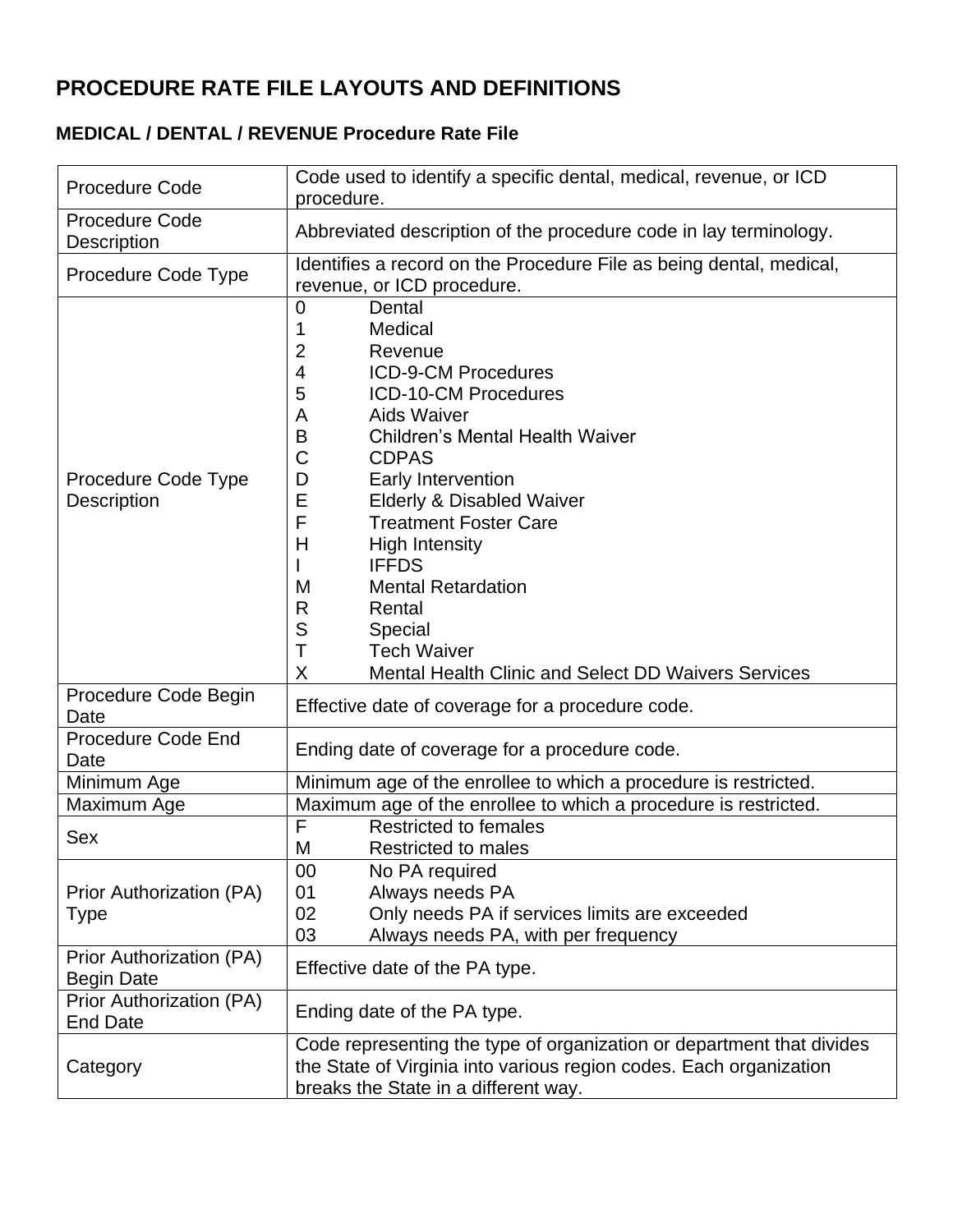# PROCEDURE RATE FILE LAYOUTS AND DEFINITIONS

### MEDICAL / DENTAL / REVENUE Procedure Rate File

| | |
|---|---|
| Procedure Code | Code used to identify a specific dental, medical, revenue, or ICD procedure. |
| Procedure Code Description | Abbreviated description of the procedure code in lay terminology. |
| Procedure Code Type | Identifies a record on the Procedure File as being dental, medical, revenue, or ICD procedure. |
| Procedure Code Type Description | 0 Dental<br>1 Medical<br>2 Revenue<br>4 ICD-9-CM Procedures<br>5 ICD-10-CM Procedures<br>A Aids Waiver<br>B Children's Mental Health Waiver<br>C CDPAS<br>D Early Intervention<br>E Elderly & Disabled Waiver<br>F Treatment Foster Care<br>H High Intensity<br>I IFFDS<br>M Mental Retardation<br>R Rental<br>S Special<br>T Tech Waiver<br>X Mental Health Clinic and Select DD Waivers Services |
| Procedure Code Begin Date | Effective date of coverage for a procedure code. |
| Procedure Code End Date | Ending date of coverage for a procedure code. |
| Minimum Age | Minimum age of the enrollee to which a procedure is restricted. |
| Maximum Age | Maximum age of the enrollee to which a procedure is restricted. |
| Sex | F Restricted to females<br>M Restricted to males |
| Prior Authorization (PA) Type | 00 No PA required<br>01 Always needs PA<br>02 Only needs PA if services limits are exceeded<br>03 Always needs PA, with per frequency |
| Prior Authorization (PA) Begin Date | Effective date of the PA type. |
| Prior Authorization (PA) End Date | Ending date of the PA type. |
| Category | Code representing the type of organization or department that divides the State of Virginia into various region codes. Each organization breaks the State in a different way. |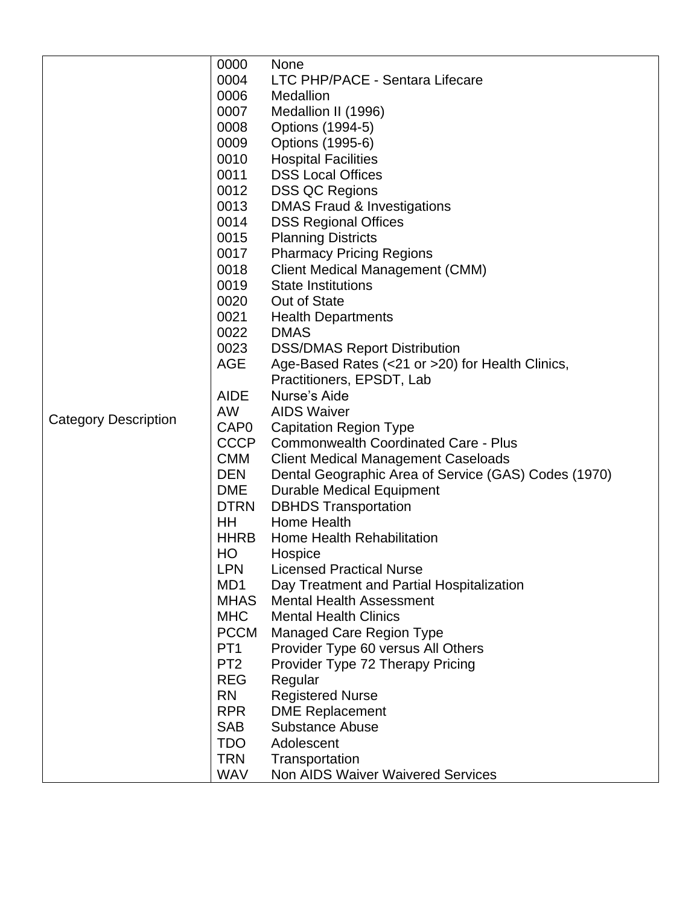| | |
|---|---|
| Category Description | 0000 None<br>0004 LTC PHP/PACE - Sentara Lifecare<br>0006 Medallion<br>0007 Medallion II (1996)<br>0008 Options (1994-5)<br>0009 Options (1995-6)<br>0010 Hospital Facilities<br>0011 DSS Local Offices<br>0012 DSS QC Regions<br>0013 DMAS Fraud & Investigations<br>0014 DSS Regional Offices<br>0015 Planning Districts<br>0017 Pharmacy Pricing Regions<br>0018 Client Medical Management (CMM)<br>0019 State Institutions<br>0020 Out of State<br>0021 Health Departments<br>0022 DMAS<br>0023 DSS/DMAS Report Distribution<br>AGE Age-Based Rates (<21 or >20) for Health Clinics, Practitioners, EPSDT, Lab<br>AIDE Nurse's Aide<br>AW AIDS Waiver<br>CAP0 Capitation Region Type<br>CCCP Commonwealth Coordinated Care - Plus<br>CMM Client Medical Management Caseloads<br>DEN Dental Geographic Area of Service (GAS) Codes (1970)<br>DME Durable Medical Equipment<br>DTRN DBHDS Transportation<br>HH Home Health<br>HHRB Home Health Rehabilitation<br>HO Hospice<br>LPN Licensed Practical Nurse<br>MD1 Day Treatment and Partial Hospitalization<br>MHAS Mental Health Assessment<br>MHC Mental Health Clinics<br>PCCM Managed Care Region Type<br>PT1 Provider Type 60 versus All Others<br>PT2 Provider Type 72 Therapy Pricing<br>REG Regular<br>RN Registered Nurse<br>RPR DME Replacement<br>SAB Substance Abuse<br>TDO Adolescent<br>TRN Transportation<br>WAV Non AIDS Waiver Waivered Services |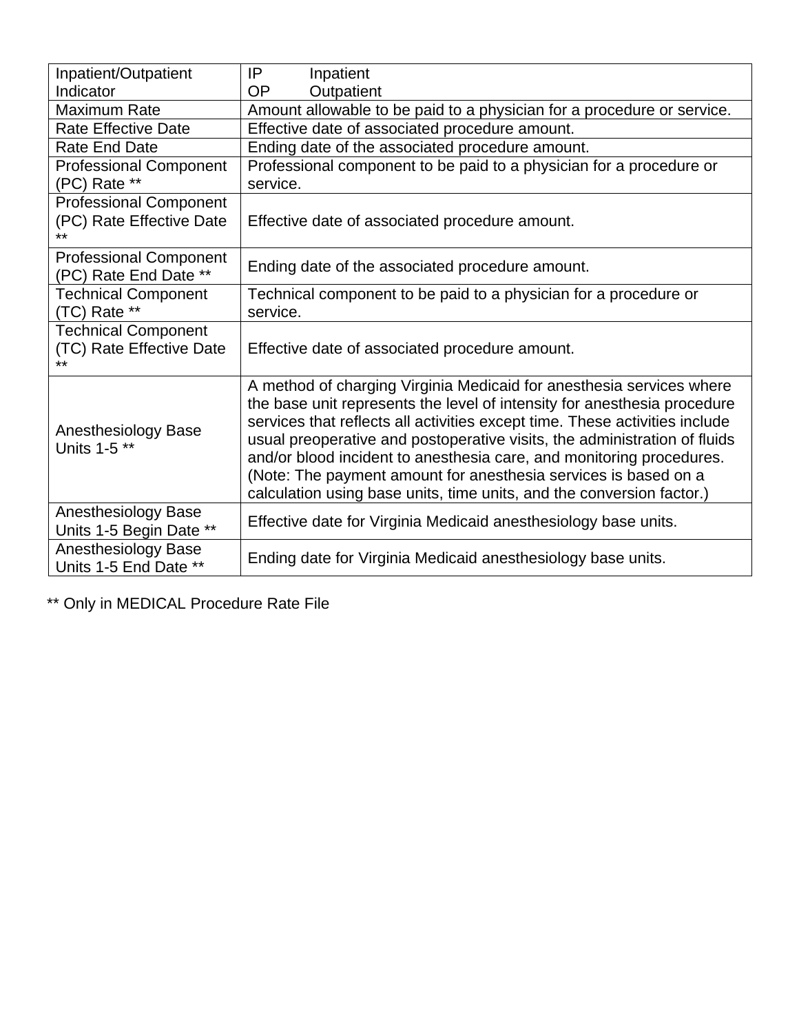| Inpatient/Outpatient Indicator | IP Inpatient<br>OP Outpatient |
|---|---|
| Maximum Rate | Amount allowable to be paid to a physician for a procedure or service. |
| Rate Effective Date | Effective date of associated procedure amount. |
| Rate End Date | Ending date of the associated procedure amount. |
| Professional Component (PC) Rate ** | Professional component to be paid to a physician for a procedure or service. |
| Professional Component (PC) Rate Effective Date ** | Effective date of associated procedure amount. |
| Professional Component (PC) Rate End Date ** | Ending date of the associated procedure amount. |
| Technical Component (TC) Rate ** | Technical component to be paid to a physician for a procedure or service. |
| Technical Component (TC) Rate Effective Date ** | Effective date of associated procedure amount. |
| Anesthesiology Base Units 1-5 ** | A method of charging Virginia Medicaid for anesthesia services where the base unit represents the level of intensity for anesthesia procedure services that reflects all activities except time. These activities include usual preoperative and postoperative visits, the administration of fluids and/or blood incident to anesthesia care, and monitoring procedures. (Note: The payment amount for anesthesia services is based on a calculation using base units, time units, and the conversion factor.) |
| Anesthesiology Base Units 1-5 Begin Date ** | Effective date for Virginia Medicaid anesthesiology base units. |
| Anesthesiology Base Units 1-5 End Date ** | Ending date for Virginia Medicaid anesthesiology base units. |

** Only in MEDICAL Procedure Rate File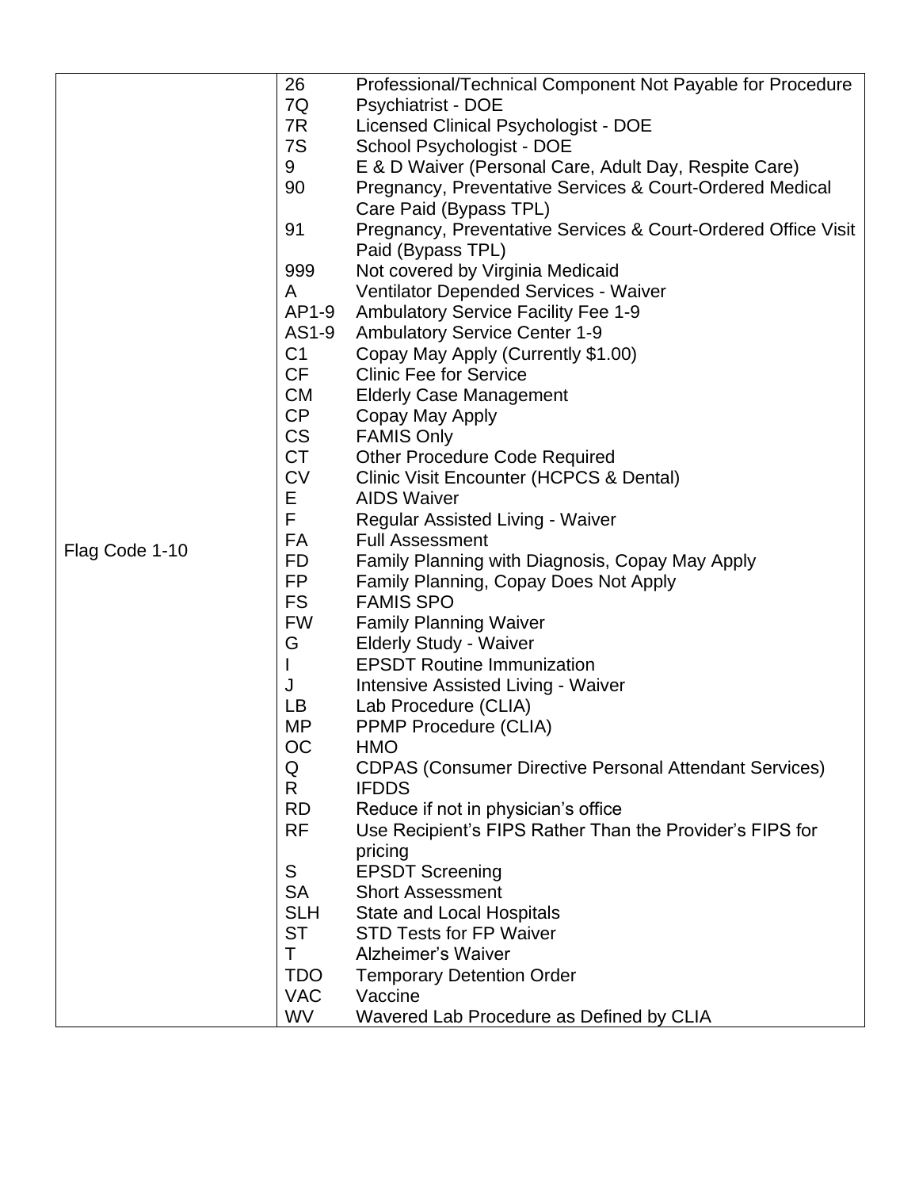| | | |
|---|---|---|
| Flag Code 1-10 | 26 | Professional/Technical Component Not Payable for Procedure |
| | 7Q | Psychiatrist - DOE |
| | 7R | Licensed Clinical Psychologist - DOE |
| | 7S | School Psychologist - DOE |
| | 9 | E & D Waiver (Personal Care, Adult Day, Respite Care) |
| | 90 | Pregnancy, Preventative Services & Court-Ordered Medical Care Paid (Bypass TPL) |
| | 91 | Pregnancy, Preventative Services & Court-Ordered Office Visit Paid (Bypass TPL) |
| | 999 | Not covered by Virginia Medicaid |
| | A | Ventilator Depended Services - Waiver |
| | AP1-9 | Ambulatory Service Facility Fee 1-9 |
| | AS1-9 | Ambulatory Service Center 1-9 |
| | C1 | Copay May Apply (Currently $1.00) |
| | CF | Clinic Fee for Service |
| | CM | Elderly Case Management |
| | CP | Copay May Apply |
| | CS | FAMIS Only |
| | CT | Other Procedure Code Required |
| | CV | Clinic Visit Encounter (HCPCS & Dental) |
| | E | AIDS Waiver |
| | F | Regular Assisted Living - Waiver |
| | FA | Full Assessment |
| | FD | Family Planning with Diagnosis, Copay May Apply |
| | FP | Family Planning, Copay Does Not Apply |
| | FS | FAMIS SPO |
| | FW | Family Planning Waiver |
| | G | Elderly Study - Waiver |
| | I | EPSDT Routine Immunization |
| | J | Intensive Assisted Living - Waiver |
| | LB | Lab Procedure (CLIA) |
| | MP | PPMP Procedure (CLIA) |
| | OC | HMO |
| | Q | CDPAS (Consumer Directive Personal Attendant Services) |
| | R | IFDDS |
| | RD | Reduce if not in physician's office |
| | RF | Use Recipient's FIPS Rather Than the Provider's FIPS for pricing |
| | S | EPSDT Screening |
| | SA | Short Assessment |
| | SLH | State and Local Hospitals |
| | ST | STD Tests for FP Waiver |
| | T | Alzheimer's Waiver |
| | TDO | Temporary Detention Order |
| | VAC | Vaccine |
| | WV | Wavered Lab Procedure as Defined by CLIA |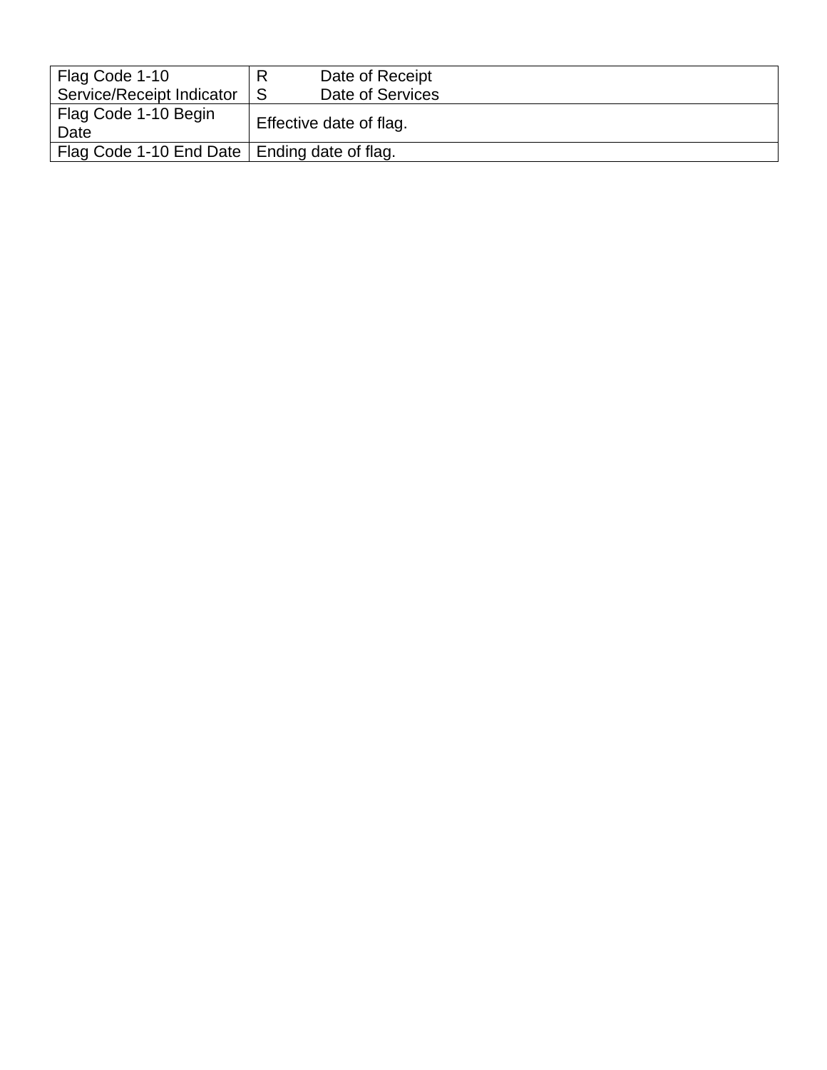| | |
|---|---|
| Flag Code 1-10 Service/Receipt Indicator | R Date of Receipt<br>S Date of Services |
| Flag Code 1-10 Begin Date | Effective date of flag. |
| Flag Code 1-10 End Date | Ending date of flag. |